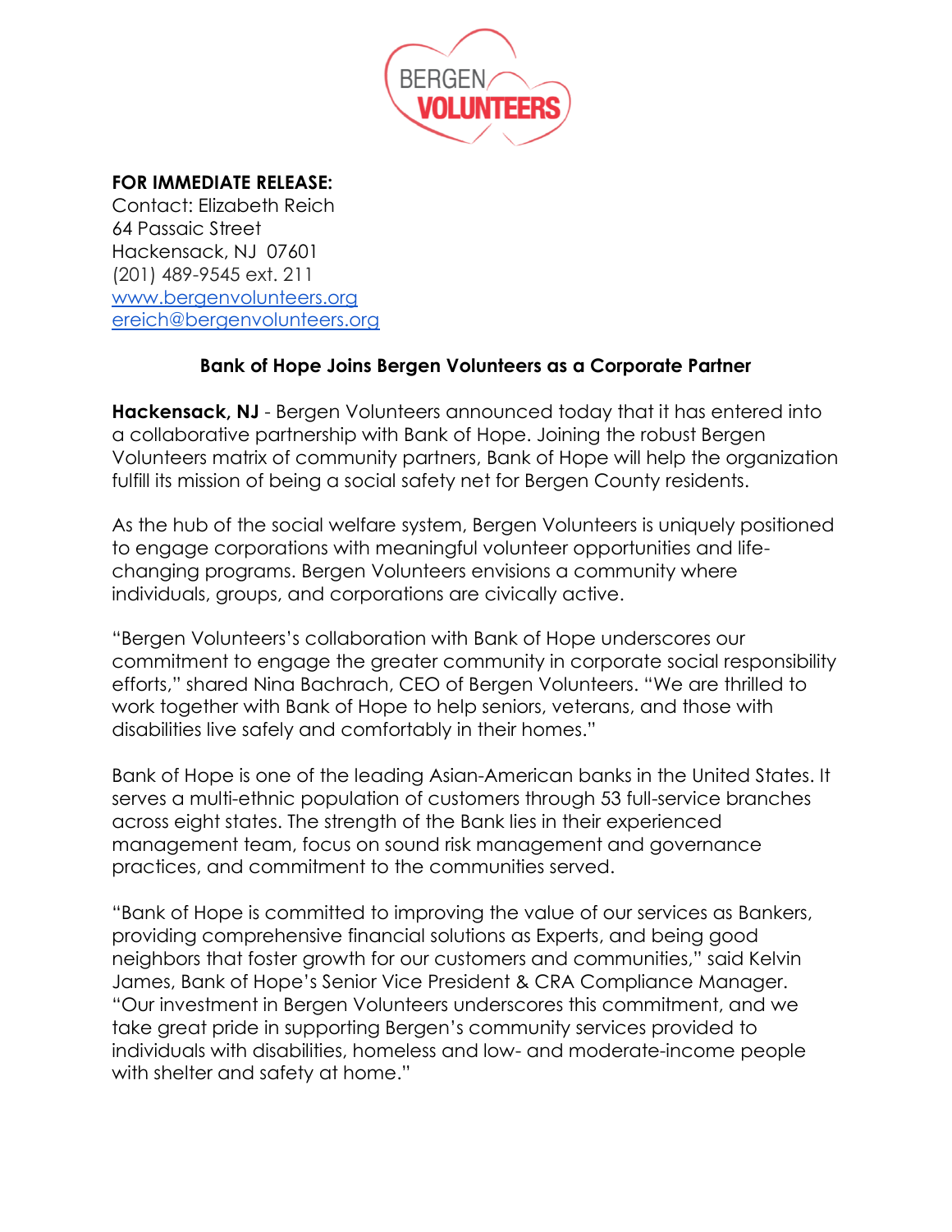**FOR IMMEDIATE RELEASE:**
Contact: Elizabeth Reich
64 Passaic Street
Hackensack, NJ 07601
(201) 489-9545 ext. 211
[www.bergenvolunteers.org](http://www.bergenvolunteers.org)
[ereich@bergenvolunteers.org](mailto:ereich@bergenvolunteers.org)

## Bank of Hope Joins Bergen Volunteers as a Corporate Partner

**Hackensack, NJ** - Bergen Volunteers announced today that it has entered into a collaborative partnership with Bank of Hope. Joining the robust Bergen Volunteers matrix of community partners, Bank of Hope will help the organization fulfill its mission of being a social safety net for Bergen County residents.

As the hub of the social welfare system, Bergen Volunteers is uniquely positioned to engage corporations with meaningful volunteer opportunities and life-changing programs. Bergen Volunteers envisions a community where individuals, groups, and corporations are civically active.

"Bergen Volunteers's collaboration with Bank of Hope underscores our commitment to engage the greater community in corporate social responsibility efforts," shared Nina Bachrach, CEO of Bergen Volunteers. "We are thrilled to work together with Bank of Hope to help seniors, veterans, and those with disabilities live safely and comfortably in their homes."

Bank of Hope is one of the leading Asian-American banks in the United States. It serves a multi-ethnic population of customers through 53 full-service branches across eight states. The strength of the Bank lies in their experienced management team, focus on sound risk management and governance practices, and commitment to the communities served.

"Bank of Hope is committed to improving the value of our services as Bankers, providing comprehensive financial solutions as Experts, and being good neighbors that foster growth for our customers and communities," said Kelvin James, Bank of Hope's Senior Vice President & CRA Compliance Manager. "Our investment in Bergen Volunteers underscores this commitment, and we take great pride in supporting Bergen's community services provided to individuals with disabilities, homeless and low- and moderate-income people with shelter and safety at home."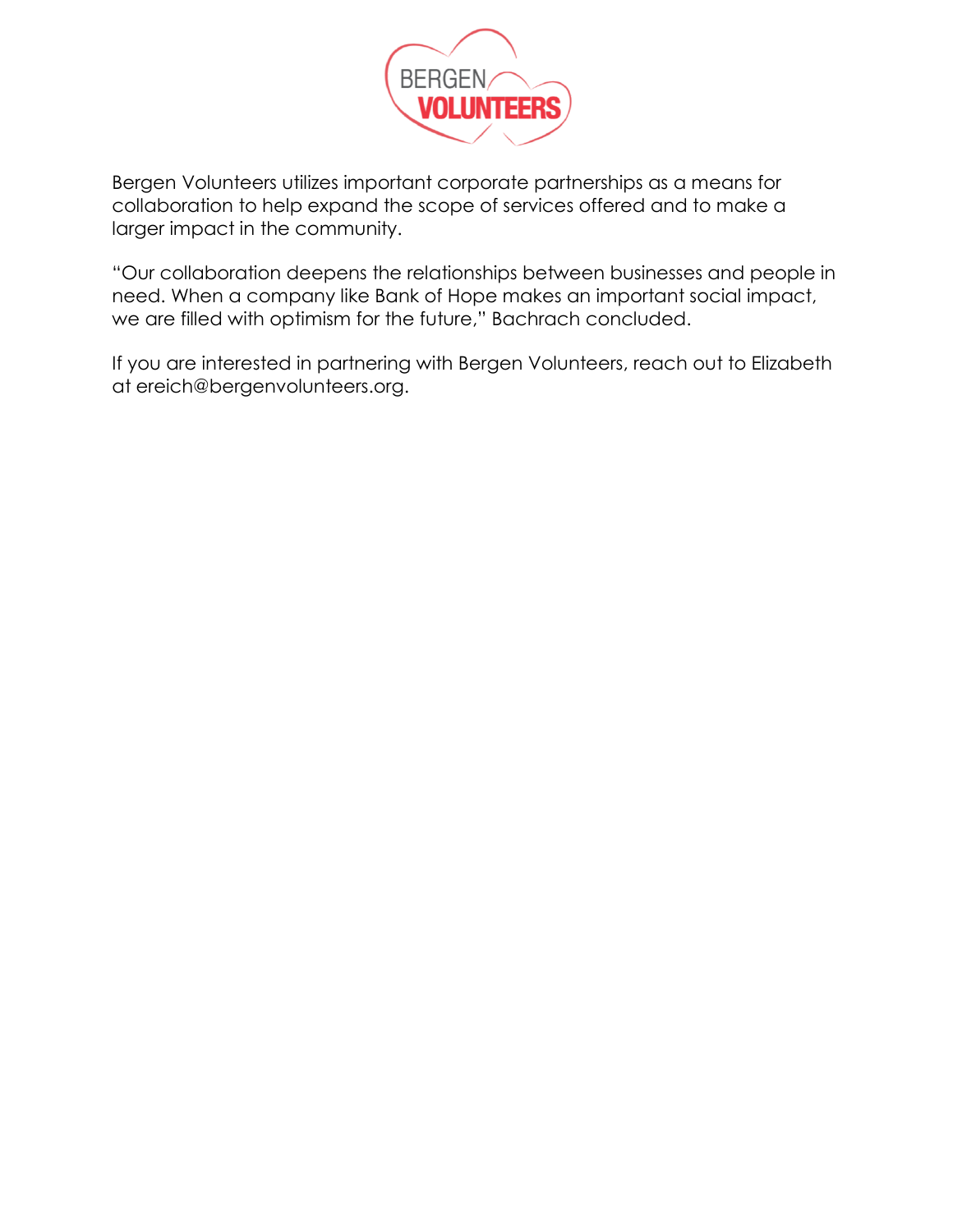Bergen Volunteers utilizes important corporate partnerships as a means for collaboration to help expand the scope of services offered and to make a larger impact in the community.

"Our collaboration deepens the relationships between businesses and people in need. When a company like Bank of Hope makes an important social impact, we are filled with optimism for the future," Bachrach concluded.

If you are interested in partnering with Bergen Volunteers, reach out to Elizabeth at ereich@bergenvolunteers.org.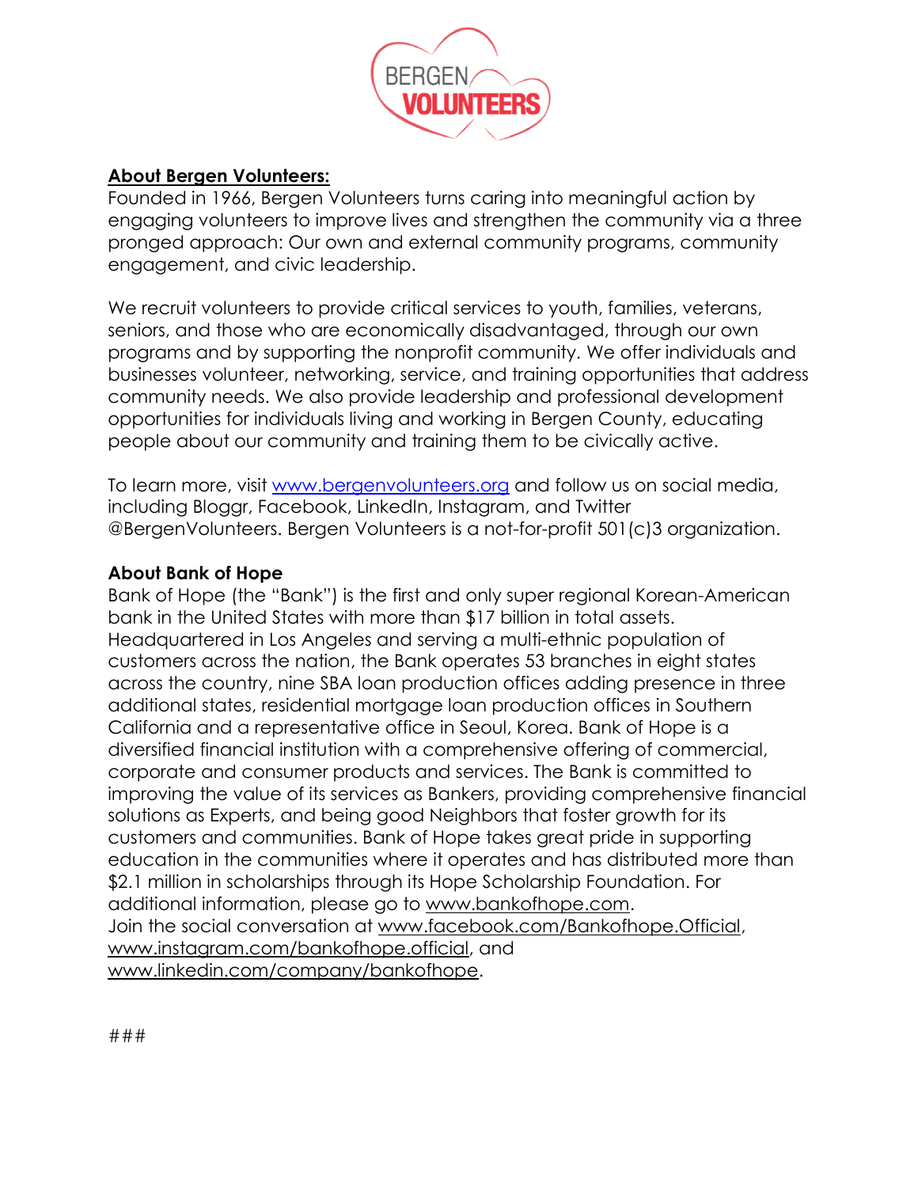**About Bergen Volunteers:**

Founded in 1966, Bergen Volunteers turns caring into meaningful action by engaging volunteers to improve lives and strengthen the community via a three pronged approach: Our own and external community programs, community engagement, and civic leadership.

We recruit volunteers to provide critical services to youth, families, veterans, seniors, and those who are economically disadvantaged, through our own programs and by supporting the nonprofit community. We offer individuals and businesses volunteer, networking, service, and training opportunities that address community needs. We also provide leadership and professional development opportunities for individuals living and working in Bergen County, educating people about our community and training them to be civically active.

To learn more, visit www.bergenvolunteers.org and follow us on social media, including Bloggr, Facebook, LinkedIn, Instagram, and Twitter @BergenVolunteers. Bergen Volunteers is a not-for-profit 501(c)3 organization.

**About Bank of Hope**

Bank of Hope (the "Bank") is the first and only super regional Korean-American bank in the United States with more than $17 billion in total assets. Headquartered in Los Angeles and serving a multi-ethnic population of customers across the nation, the Bank operates 53 branches in eight states across the country, nine SBA loan production offices adding presence in three additional states, residential mortgage loan production offices in Southern California and a representative office in Seoul, Korea. Bank of Hope is a diversified financial institution with a comprehensive offering of commercial, corporate and consumer products and services. The Bank is committed to improving the value of its services as Bankers, providing comprehensive financial solutions as Experts, and being good Neighbors that foster growth for its customers and communities. Bank of Hope takes great pride in supporting education in the communities where it operates and has distributed more than $2.1 million in scholarships through its Hope Scholarship Foundation. For additional information, please go to www.bankofhope.com.
Join the social conversation at www.facebook.com/Bankofhope.Official, www.instagram.com/bankofhope.official, and www.linkedin.com/company/bankofhope.

###